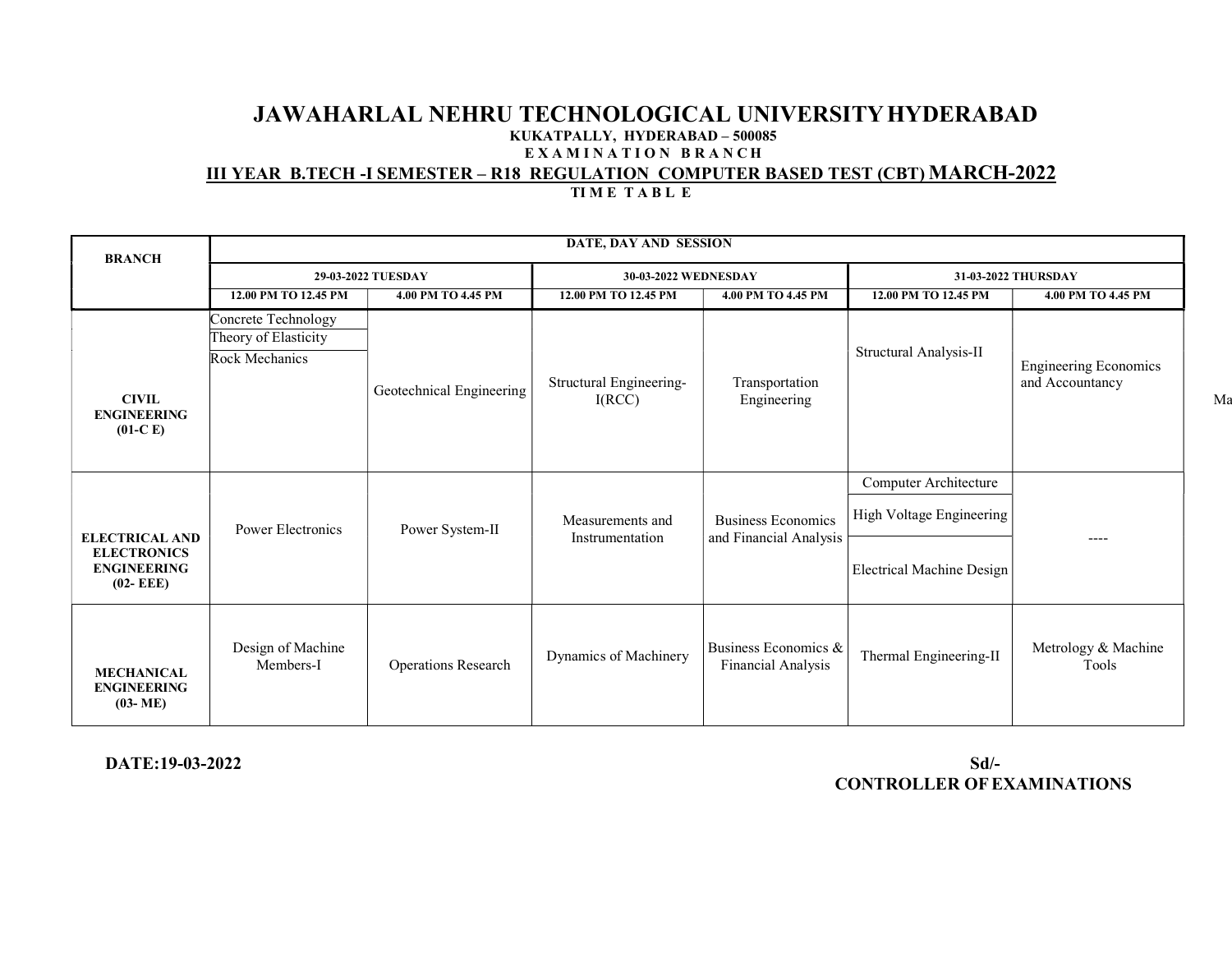# JAWAHARLAL NEHRU TECHNOLOGICAL UNIVERSITY HYDERABAD

**KUKATPALLY, HYDERABAD – 500085**

**E X A M I N A T I O N B R A N C H**

**III YEAR B.TECH -I SEMESTER – R18 REGULATION COMPUTER BASED TEST (CBT) MARCH-2022**

**TI M E T A B L E**

| BRANCH | DATE, DAY AND SESSION | | | | | |
|---|---|---|---|---|---|---|
| | 29-03-2022 TUESDAY | | 30-03-2022 WEDNESDAY | | 31-03-2022 THURSDAY | |
| | 12.00 PM TO 12.45 PM | 4.00 PM TO 4.45 PM | 12.00 PM TO 12.45 PM | 4.00 PM TO 4.45 PM | 12.00 PM TO 12.45 PM | 4.00 PM TO 4.45 PM |
| **CIVIL ENGINEERING (01-C E)** | Concrete Technology<br>Theory of Elasticity<br>Rock Mechanics | Geotechnical Engineering | Structural Engineering-I(RCC) | Transportation Engineering | Structural Analysis-II | Engineering Economics and Accountancy |
| **ELECTRICAL AND ELECTRONICS ENGINEERING (02- EEE)** | Power Electronics | Power System-II | Measurements and Instrumentation | Business Economics and Financial Analysis | Computer Architecture<br>High Voltage Engineering<br>Electrical Machine Design | ---- |
| **MECHANICAL ENGINEERING (03- ME)** | Design of Machine Members-I | Operations Research | Dynamics of Machinery | Business Economics & Financial Analysis | Thermal Engineering-II | Metrology & Machine Tools |

**DATE:19-03-2022**

**Sd/-**
**CONTROLLER OF EXAMINATIONS**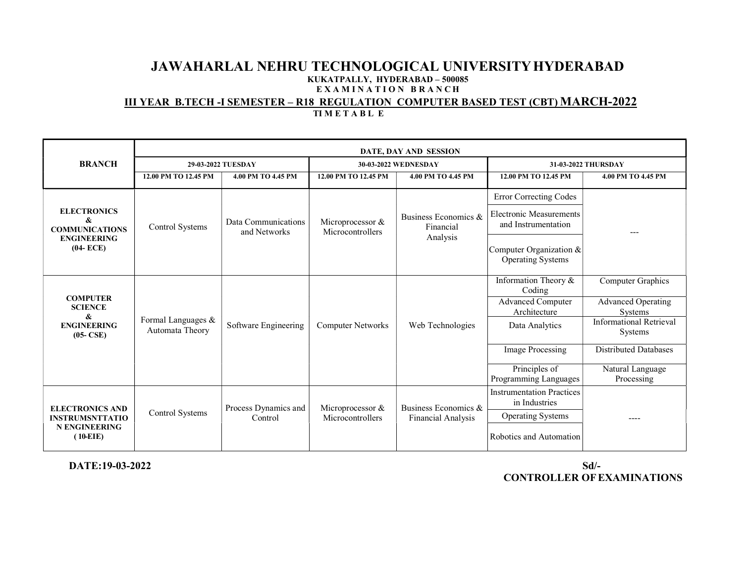# JAWAHARLAL NEHRU TECHNOLOGICAL UNIVERSITY HYDERABAD

**KUKATPALLY, HYDERABAD – 500085**

**E X A M I N A T I O N   B R A N C H**

**III YEAR B.TECH -I SEMESTER – R18 REGULATION COMPUTER BASED TEST (CBT) MARCH-2022**

**TI M E T A B L E**

| BRANCH | DATE, DAY AND SESSION | | | | | |
|---|---|---|---|---|---|---|
| | 29-03-2022 TUESDAY | | 30-03-2022 WEDNESDAY | | 31-03-2022 THURSDAY | |
| | 12.00 PM TO 12.45 PM | 4.00 PM TO 4.45 PM | 12.00 PM TO 12.45 PM | 4.00 PM TO 4.45 PM | 12.00 PM TO 12.45 PM | 4.00 PM TO 4.45 PM |
| ELECTRONICS & COMMUNICATIONS ENGINEERING (04- ECE) | Control Systems | Data Communications and Networks | Microprocessor & Microcontrollers | Business Economics & Financial Analysis | Error Correcting Codes<br>Electronic Measurements and Instrumentation<br>Computer Organization & Operating Systems | --- |
| COMPUTER SCIENCE & ENGINEERING (05- CSE) | Formal Languages & Automata Theory | Software Engineering | Computer Networks | Web Technologies | Information Theory & Coding | Computer Graphics |
| | | | | | Advanced Computer Architecture | Advanced Operating Systems |
| | | | | | Data Analytics | Informational Retrieval Systems |
| | | | | | Image Processing | Distributed Databases |
| | | | | | Principles of Programming Languages | Natural Language Processing |
| ELECTRONICS AND INSTRUMSNTTATIO N ENGINEERING ( 10-EIE) | Control Systems | Process Dynamics and Control | Microprocessor & Microcontrollers | Business Economics & Financial Analysis | Instrumentation Practices in Industries<br>Operating Systems<br>Robotics and Automation | ---- |

**DATE:19-03-2022**

**Sd/-**
**CONTROLLER OF EXAMINATIONS**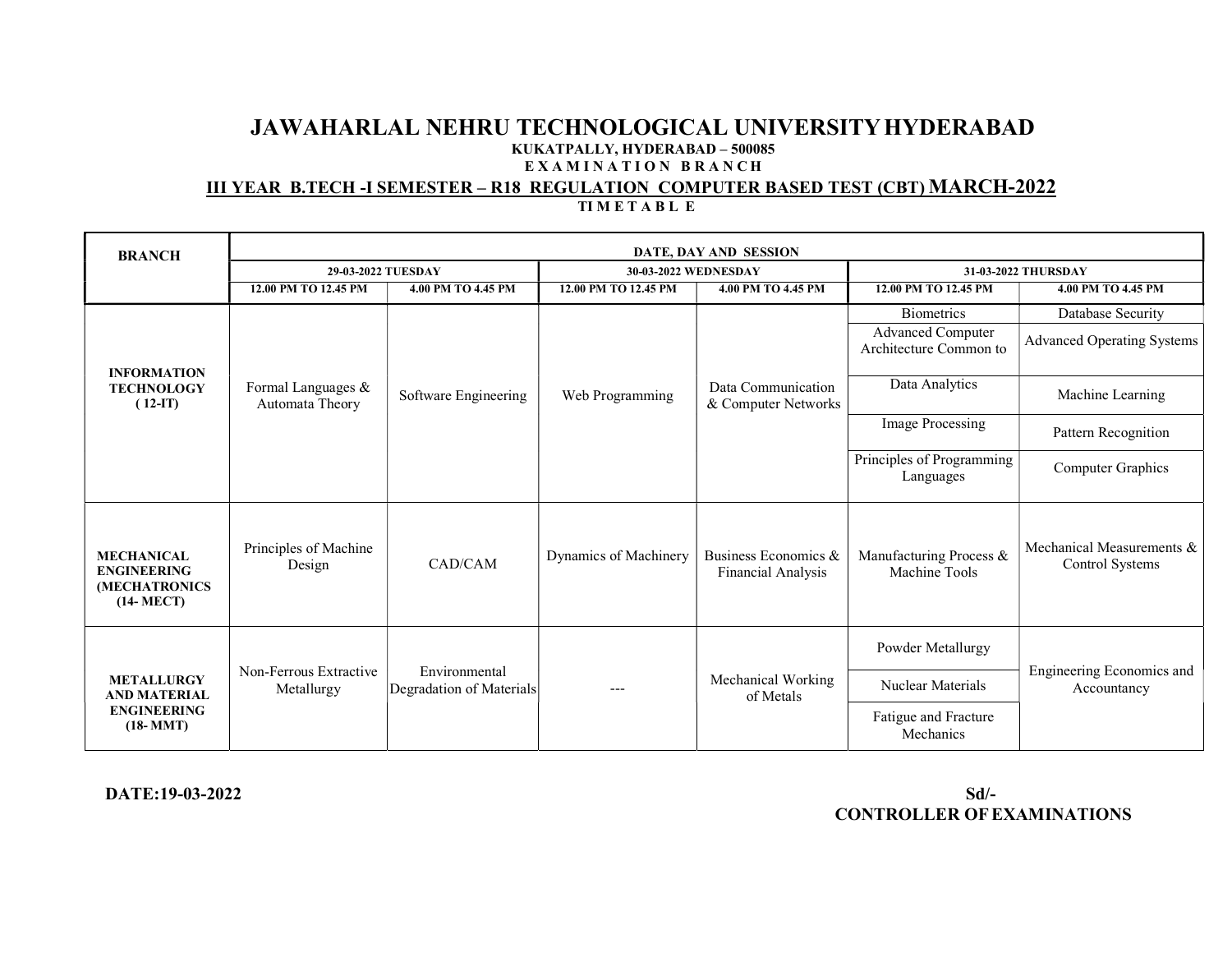# JAWAHARLAL NEHRU TECHNOLOGICAL UNIVERSITY HYDERABAD

**KUKATPALLY, HYDERABAD – 500085**

**E X A M I N A T I O N B R A N C H**

**III YEAR B.TECH -I SEMESTER – R18 REGULATION COMPUTER BASED TEST (CBT) MARCH-2022**

**TI M E T A B L E**

| BRANCH | DATE, DAY AND SESSION | | | | | |
|---|---|---|---|---|---|---|
| | 29-03-2022 TUESDAY | | 30-03-2022 WEDNESDAY | | 31-03-2022 THURSDAY | |
| | 12.00 PM TO 12.45 PM | 4.00 PM TO 4.45 PM | 12.00 PM TO 12.45 PM | 4.00 PM TO 4.45 PM | 12.00 PM TO 12.45 PM | 4.00 PM TO 4.45 PM |
| INFORMATION TECHNOLOGY ( 12-IT) | Formal Languages & Automata Theory | Software Engineering | Web Programming | Data Communication & Computer Networks | Biometrics<br>Advanced Computer Architecture Common to<br>Data Analytics<br>Image Processing<br>Principles of Programming Languages | Database Security<br>Advanced Operating Systems<br>Machine Learning<br>Pattern Recognition<br>Computer Graphics |
| MECHANICAL ENGINEERING (MECHATRONICS (14- MECT) | Principles of Machine Design | CAD/CAM | Dynamics of Machinery | Business Economics & Financial Analysis | Manufacturing Process & Machine Tools | Mechanical Measurements & Control Systems |
| METALLURGY AND MATERIAL ENGINEERING (18- MMT) | Non-Ferrous Extractive Metallurgy | Environmental Degradation of Materials | --- | Mechanical Working of Metals | Powder Metallurgy<br>Nuclear Materials<br>Fatigue and Fracture Mechanics | Engineering Economics and Accountancy |

**DATE:19-03-2022**

**Sd/-**
**CONTROLLER OF EXAMINATIONS**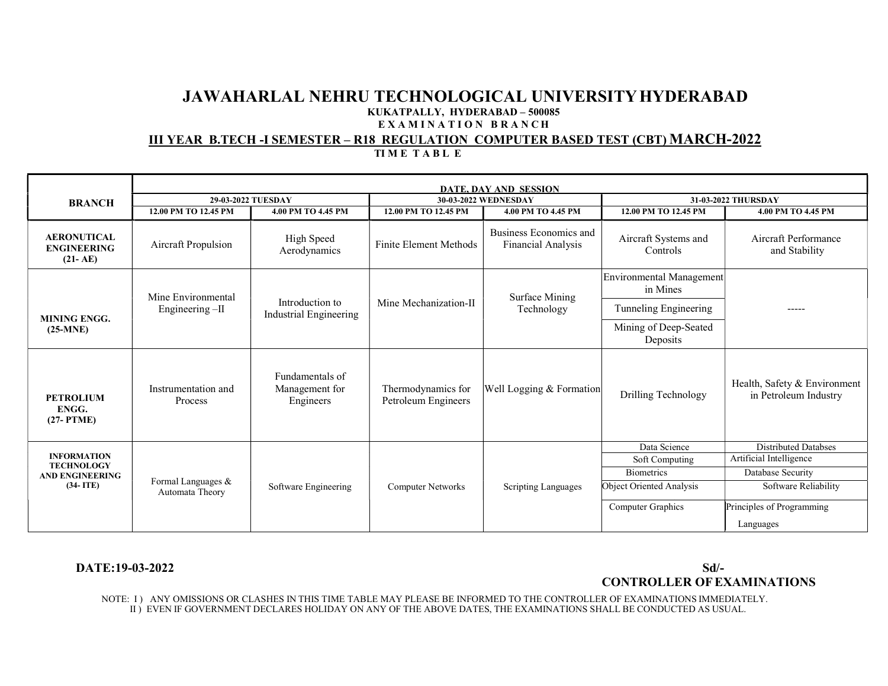# JAWAHARLAL NEHRU TECHNOLOGICAL UNIVERSITY HYDERABAD

**KUKATPALLY, HYDERABAD – 500085**

**E X A M I N A T I O N B R A N C H**

**III YEAR B.TECH -I SEMESTER – R18 REGULATION COMPUTER BASED TEST (CBT) MARCH-2022**

**TI M E T A B L E**

| BRANCH | DATE, DAY AND SESSION | | | | | |
|---|---|---|---|---|---|---|
| | 29-03-2022 TUESDAY | | 30-03-2022 WEDNESDAY | | 31-03-2022 THURSDAY | |
| | 12.00 PM TO 12.45 PM | 4.00 PM TO 4.45 PM | 12.00 PM TO 12.45 PM | 4.00 PM TO 4.45 PM | 12.00 PM TO 12.45 PM | 4.00 PM TO 4.45 PM |
| **AERONUTICAL ENGINEERING (21- AE)** | Aircraft Propulsion | High Speed Aerodynamics | Finite Element Methods | Business Economics and Financial Analysis | Aircraft Systems and Controls | Aircraft Performance and Stability |
| **MINING ENGG. (25-MNE)** | Mine Environmental Engineering –II | Introduction to Industrial Engineering | Mine Mechanization-II | Surface Mining Technology | Environmental Management in Mines<br>Tunneling Engineering<br>Mining of Deep-Seated Deposits | ----- |
| **PETROLIUM ENGG. (27- PTME)** | Instrumentation and Process | Fundamentals of Management for Engineers | Thermodynamics for Petroleum Engineers | Well Logging & Formation | Drilling Technology | Health, Safety & Environment in Petroleum Industry |
| **INFORMATION TECHNOLOGY AND ENGINEERING (34- ITE)** | Formal Languages & Automata Theory | Software Engineering | Computer Networks | Scripting Languages | Data Science<br>Soft Computing<br>Biometrics<br>Object Oriented Analysis<br>Computer Graphics | Distributed Databses<br>Artificial Intelligence<br>Database Security<br>Software Reliability<br>Principles of Programming Languages |

**DATE:19-03-2022**

**Sd/-**
**CONTROLLER OF EXAMINATIONS**

NOTE: I ) ANY OMISSIONS OR CLASHES IN THIS TIME TABLE MAY PLEASE BE INFORMED TO THE CONTROLLER OF EXAMINATIONS IMMEDIATELY.
II ) EVEN IF GOVERNMENT DECLARES HOLIDAY ON ANY OF THE ABOVE DATES, THE EXAMINATIONS SHALL BE CONDUCTED AS USUAL.